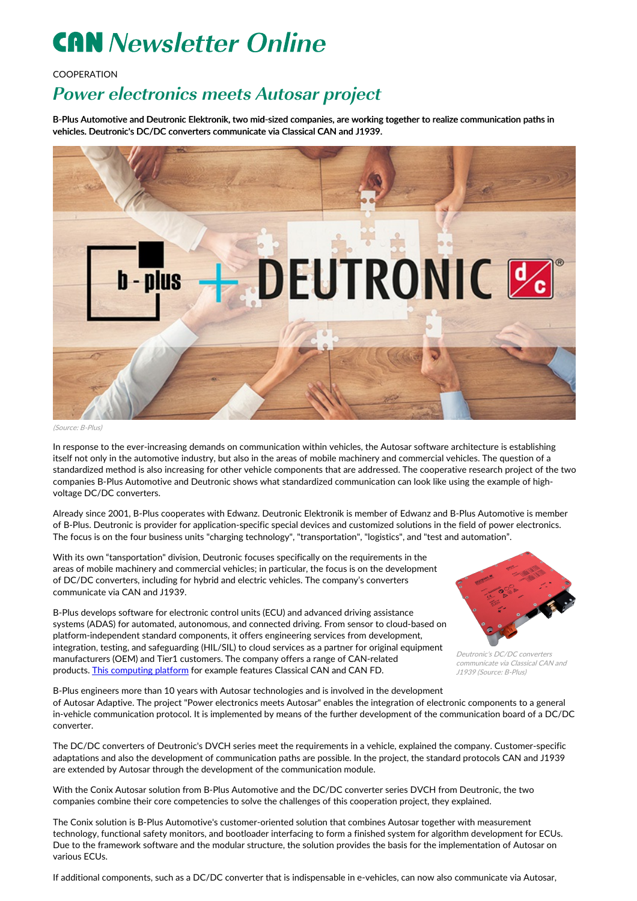# CAN Newsletter Online

COOPERATION

## *Power electronics meets Autosar project*

**B-Plus Automotive and Deutronic Elektronik, two mid-sized companies, are working together to realize communication paths in vehicles. Deutronic's DC/DC converters communicate via Classical CAN and J1939.**

*(Source: B-Plus)*

In response to the ever-increasing demands on communication within vehicles, the Autosar software architecture is establishing itself not only in the automotive industry, but also in the areas of mobile machinery and commercial vehicles. The question of a standardized method is also increasing for other vehicle components that are addressed. The cooperative research project of the two companies B-Plus Automotive and Deutronic shows what standardized communication can look like using the example of high-voltage DC/DC converters.

Already since 2001, B-Plus cooperates with Edwanz. Deutronic Elektronik is member of Edwanz and B-Plus Automotive is member of B-Plus. Deutronic is provider for application-specific special devices and customized solutions in the field of power electronics. The focus is on the four business units "charging technology", "transportation", "logistics", and "test and automation".

With its own "tansportation" division, Deutronic focuses specifically on the requirements in the areas of mobile machinery and commercial vehicles; in particular, the focus is on the development of DC/DC converters, including for hybrid and electric vehicles. The company's converters communicate via CAN and J1939.

*Deutronic's DC/DC converters communicate via Classical CAN and J1939 (Source: B-Plus)*

B-Plus develops software for electronic control units (ECU) and advanced driving assistance systems (ADAS) for automated, autonomous, and connected driving. From sensor to cloud-based on platform-independent standard components, it offers engineering services from development, integration, testing, and safeguarding (HIL/SIL) to cloud services as a partner for original equipment manufacturers (OEM) and Tier1 customers. The company offers a range of CAN-related products. [This computing platform] for example features Classical CAN and CAN FD.

B-Plus engineers more than 10 years with Autosar technologies and is involved in the development of Autosar Adaptive. The project "Power electronics meets Autosar" enables the integration of electronic components to a general in-vehicle communication protocol. It is implemented by means of the further development of the communication board of a DC/DC converter.

The DC/DC converters of Deutronic's DVCH series meet the requirements in a vehicle, explained the company. Customer-specific adaptations and also the development of communication paths are possible. In the project, the standard protocols CAN and J1939 are extended by Autosar through the development of the communication module.

With the Conix Autosar solution from B-Plus Automotive and the DC/DC converter series DVCH from Deutronic, the two companies combine their core competencies to solve the challenges of this cooperation project, they explained.

The Conix solution is B-Plus Automotive's customer-oriented solution that combines Autosar together with measurement technology, functional safety monitors, and bootloader interfacing to form a finished system for algorithm development for ECUs. Due to the framework software and the modular structure, the solution provides the basis for the implementation of Autosar on various ECUs.

If additional components, such as a DC/DC converter that is indispensable in e-vehicles, can now also communicate via Autosar,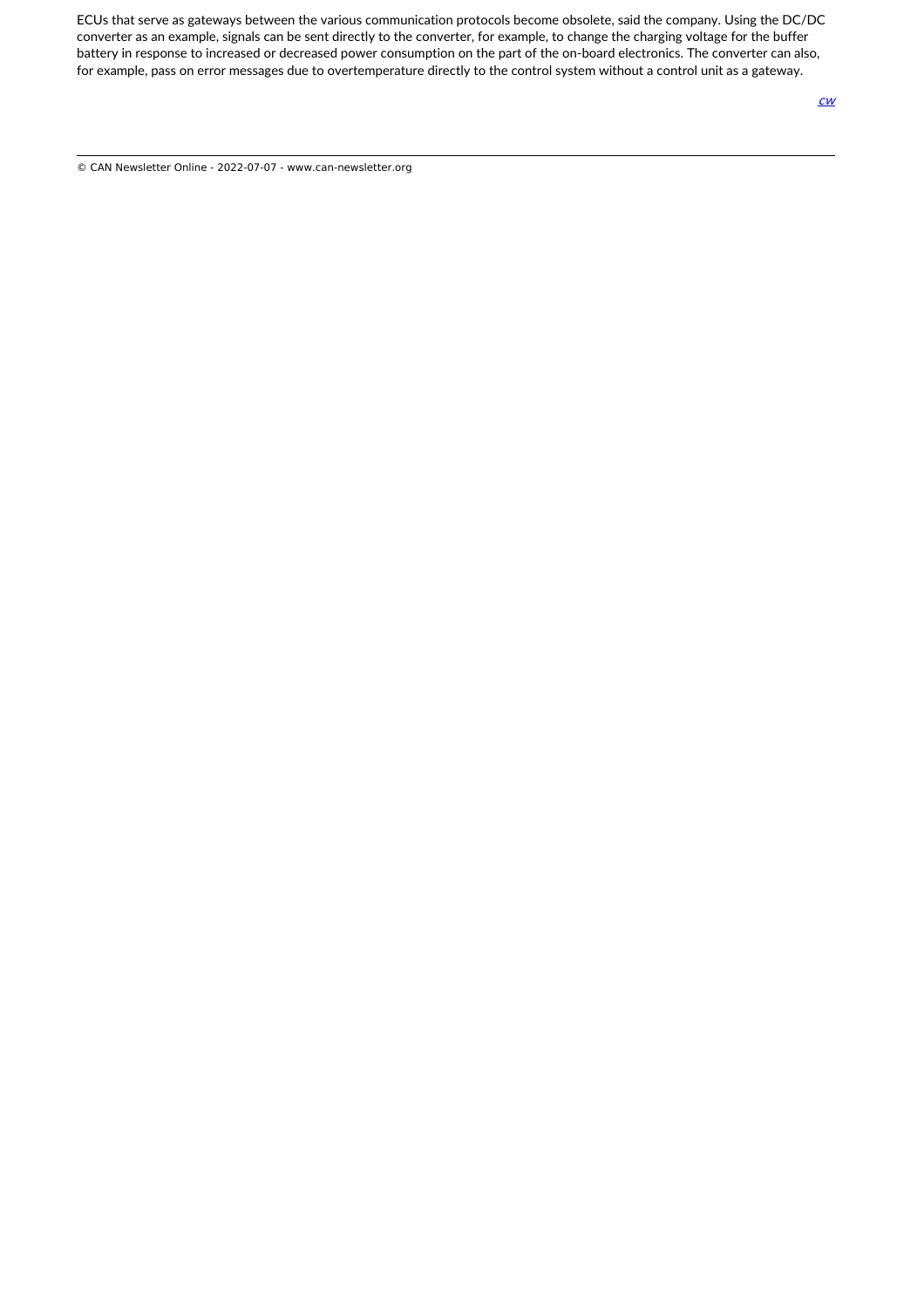ECUs that serve as gateways between the various communication protocols become obsolete, said the company. Using the DC/DC converter as an example, signals can be sent directly to the converter, for example, to change the charging voltage for the buffer battery in response to increased or decreased power consumption on the part of the on-board electronics. The converter can also, for example, pass on error messages due to overtemperature directly to the control system without a control unit as a gateway.

*cw*